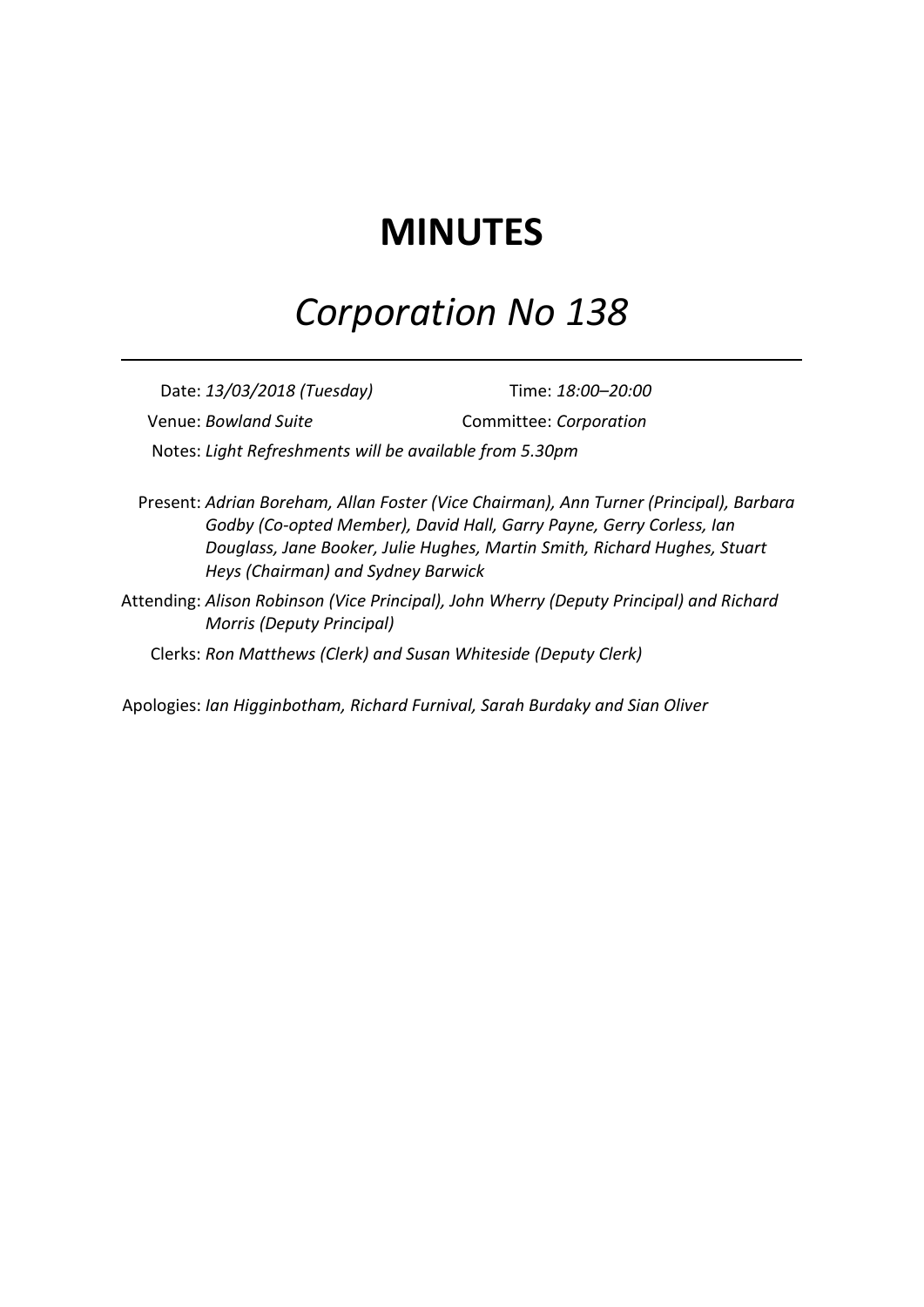# MINUTES

## *Corporation No 138*

---

Date: *13/03/2018 (Tuesday)* Time: *18:00–20:00*

Venue: *Bowland Suite* Committee: *Corporation*

Notes: *Light Refreshments will be available from 5.30pm*

Present: *Adrian Boreham, Allan Foster (Vice Chairman), Ann Turner (Principal), Barbara Godby (Co-opted Member), David Hall, Garry Payne, Gerry Corless, Ian Douglass, Jane Booker, Julie Hughes, Martin Smith, Richard Hughes, Stuart Heys (Chairman) and Sydney Barwick*

Attending: *Alison Robinson (Vice Principal), John Wherry (Deputy Principal) and Richard Morris (Deputy Principal)*

Clerks: *Ron Matthews (Clerk) and Susan Whiteside (Deputy Clerk)*

Apologies: *Ian Higginbotham, Richard Furnival, Sarah Burdaky and Sian Oliver*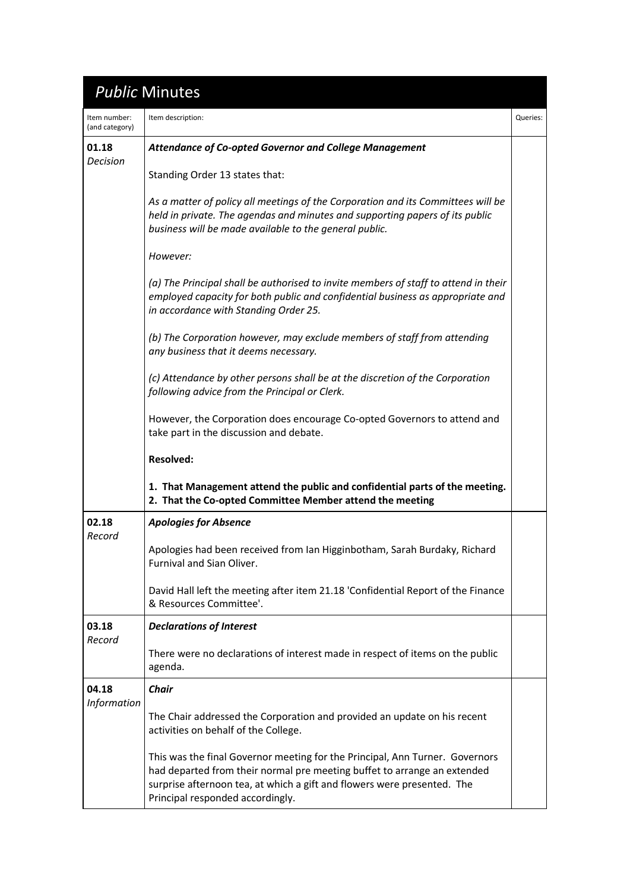# *Public* Minutes

| Item number: (and category) | Item description: | Queries: |
|---|---|---|
| **01.18** *Decision* | ***Attendance of Co-opted Governor and College Management***<br><br>Standing Order 13 states that:<br><br>*As a matter of policy all meetings of the Corporation and its Committees will be held in private. The agendas and minutes and supporting papers of its public business will be made available to the general public.*<br><br>*However:*<br><br>*(a) The Principal shall be authorised to invite members of staff to attend in their employed capacity for both public and confidential business as appropriate and in accordance with Standing Order 25.*<br><br>*(b) The Corporation however, may exclude members of staff from attending any business that it deems necessary.*<br><br>*(c) Attendance by other persons shall be at the discretion of the Corporation following advice from the Principal or Clerk.*<br><br>However, the Corporation does encourage Co-opted Governors to attend and take part in the discussion and debate.<br><br>**Resolved:**<br><br>**1. That Management attend the public and confidential parts of the meeting.**<br>**2. That the Co-opted Committee Member attend the meeting** | |
| **02.18** *Record* | ***Apologies for Absence***<br><br>Apologies had been received from Ian Higginbotham, Sarah Burdaky, Richard Furnival and Sian Oliver.<br><br>David Hall left the meeting after item 21.18 'Confidential Report of the Finance & Resources Committee'. | |
| **03.18** *Record* | ***Declarations of Interest***<br><br>There were no declarations of interest made in respect of items on the public agenda. | |
| **04.18** *Information* | ***Chair***<br><br>The Chair addressed the Corporation and provided an update on his recent activities on behalf of the College.<br><br>This was the final Governor meeting for the Principal, Ann Turner. Governors had departed from their normal pre meeting buffet to arrange an extended surprise afternoon tea, at which a gift and flowers were presented. The Principal responded accordingly. | |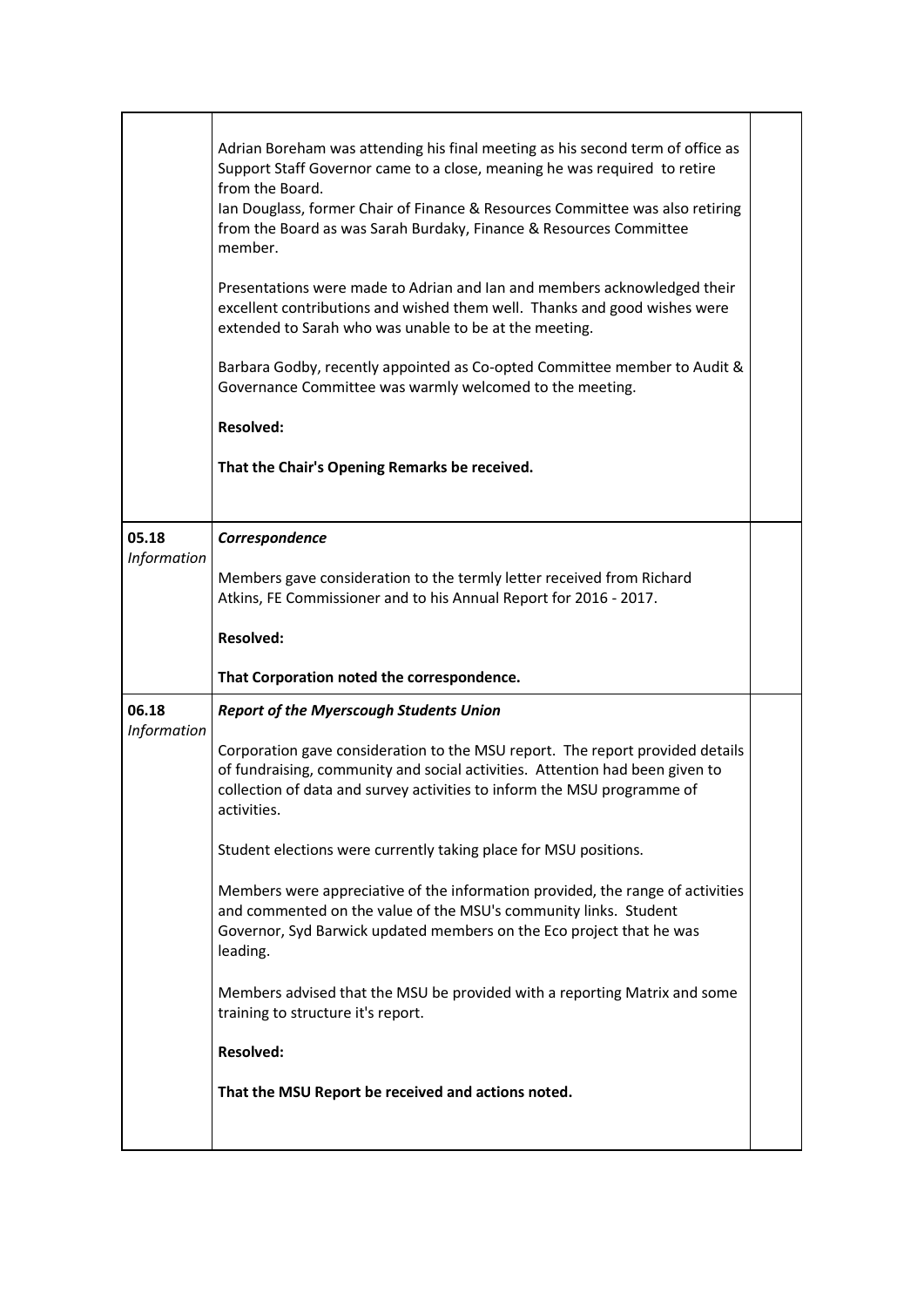| | | |
|---|---|---|
| | Adrian Boreham was attending his final meeting as his second term of office as Support Staff Governor came to a close, meaning he was required to retire from the Board.<br>Ian Douglass, former Chair of Finance & Resources Committee was also retiring from the Board as was Sarah Burdaky, Finance & Resources Committee member.<br><br>Presentations were made to Adrian and Ian and members acknowledged their excellent contributions and wished them well. Thanks and good wishes were extended to Sarah who was unable to be at the meeting.<br><br>Barbara Godby, recently appointed as Co-opted Committee member to Audit & Governance Committee was warmly welcomed to the meeting.<br><br>**Resolved:**<br><br>**That the Chair's Opening Remarks be received.** | |
| 05.18<br>*Information* | ***Correspondence***<br><br>Members gave consideration to the termly letter received from Richard Atkins, FE Commissioner and to his Annual Report for 2016 - 2017.<br><br>**Resolved:**<br><br>**That Corporation noted the correspondence.** | |
| 06.18<br>*Information* | ***Report of the Myerscough Students Union***<br><br>Corporation gave consideration to the MSU report. The report provided details of fundraising, community and social activities. Attention had been given to collection of data and survey activities to inform the MSU programme of activities.<br><br>Student elections were currently taking place for MSU positions.<br><br>Members were appreciative of the information provided, the range of activities and commented on the value of the MSU's community links. Student Governor, Syd Barwick updated members on the Eco project that he was leading.<br><br>Members advised that the MSU be provided with a reporting Matrix and some training to structure it's report.<br><br>**Resolved:**<br><br>**That the MSU Report be received and actions noted.** | |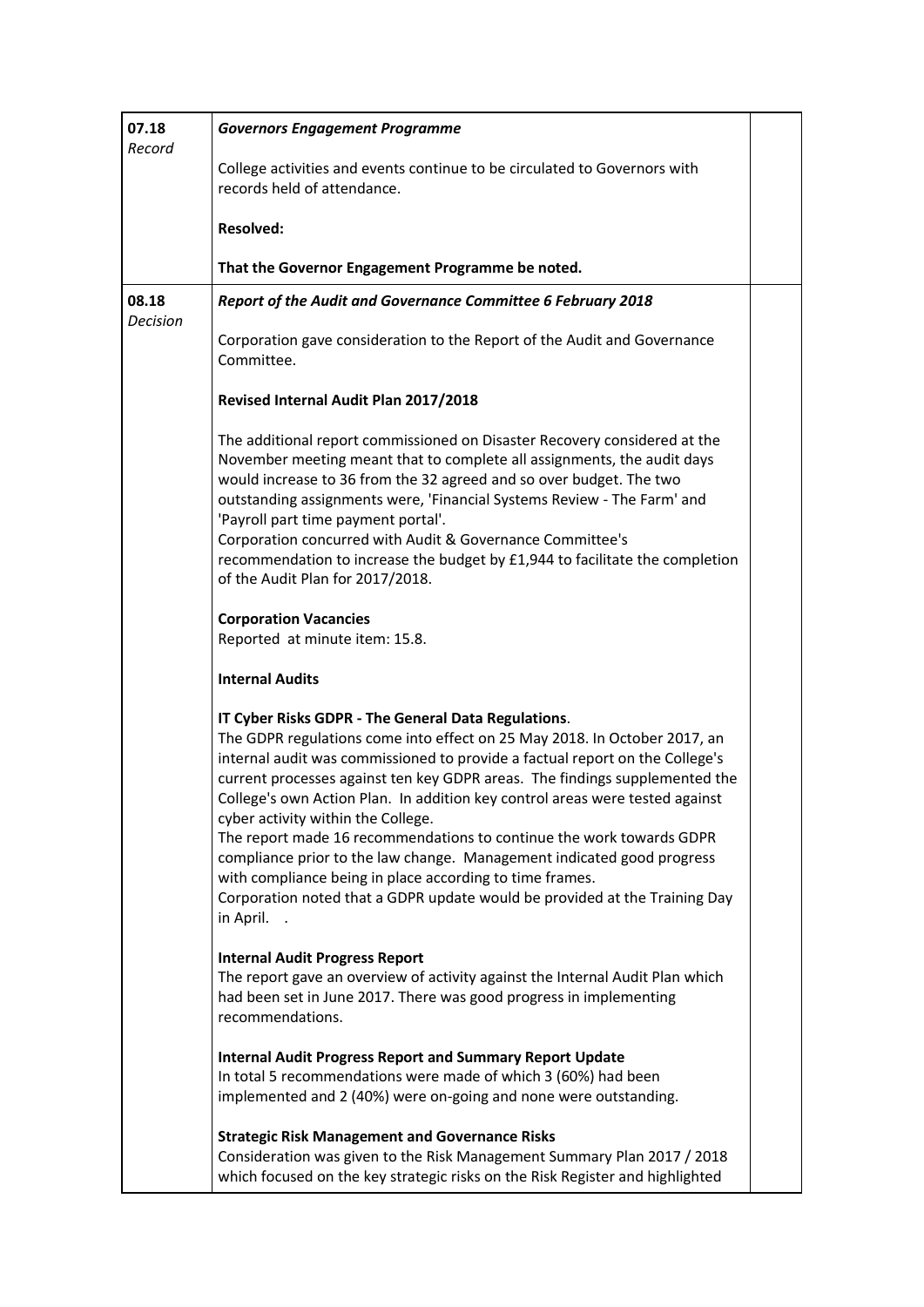| | | |
|---|---|---|
| **07.18**<br>*Record* | ***Governors Engagement Programme***<br><br>College activities and events continue to be circulated to Governors with records held of attendance.<br><br>**Resolved:**<br><br>**That the Governor Engagement Programme be noted.** | |
| **08.18**<br>*Decision* | ***Report of the Audit and Governance Committee 6 February 2018***<br><br>Corporation gave consideration to the Report of the Audit and Governance Committee.<br><br>**Revised Internal Audit Plan 2017/2018**<br><br>The additional report commissioned on Disaster Recovery considered at the November meeting meant that to complete all assignments, the audit days would increase to 36 from the 32 agreed and so over budget. The two outstanding assignments were, 'Financial Systems Review - The Farm' and 'Payroll part time payment portal'.<br>Corporation concurred with Audit & Governance Committee's recommendation to increase the budget by £1,944 to facilitate the completion of the Audit Plan for 2017/2018.<br><br>**Corporation Vacancies**<br>Reported at minute item: 15.8.<br><br>**Internal Audits**<br><br>**IT Cyber Risks GDPR - The General Data Regulations**.<br>The GDPR regulations come into effect on 25 May 2018. In October 2017, an internal audit was commissioned to provide a factual report on the College's current processes against ten key GDPR areas. The findings supplemented the College's own Action Plan. In addition key control areas were tested against cyber activity within the College.<br>The report made 16 recommendations to continue the work towards GDPR compliance prior to the law change. Management indicated good progress with compliance being in place according to time frames.<br>Corporation noted that a GDPR update would be provided at the Training Day in April. .<br><br>**Internal Audit Progress Report**<br>The report gave an overview of activity against the Internal Audit Plan which had been set in June 2017. There was good progress in implementing recommendations.<br><br>**Internal Audit Progress Report and Summary Report Update**<br>In total 5 recommendations were made of which 3 (60%) had been implemented and 2 (40%) were on-going and none were outstanding.<br><br>**Strategic Risk Management and Governance Risks**<br>Consideration was given to the Risk Management Summary Plan 2017 / 2018 which focused on the key strategic risks on the Risk Register and highlighted | |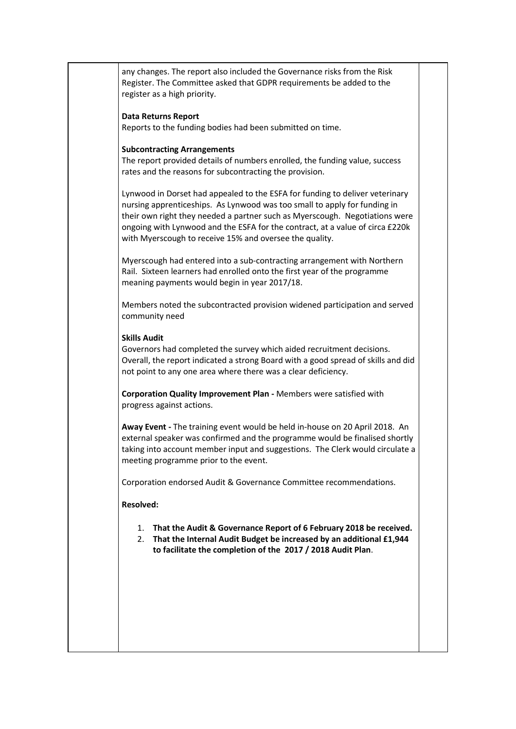any changes. The report also included the Governance risks from the Risk Register. The Committee asked that GDPR requirements be added to the register as a high priority.

**Data Returns Report**
Reports to the funding bodies had been submitted on time.

**Subcontracting Arrangements**
The report provided details of numbers enrolled, the funding value, success rates and the reasons for subcontracting the provision.

Lynwood in Dorset had appealed to the ESFA for funding to deliver veterinary nursing apprenticeships. As Lynwood was too small to apply for funding in their own right they needed a partner such as Myerscough. Negotiations were ongoing with Lynwood and the ESFA for the contract, at a value of circa £220k with Myerscough to receive 15% and oversee the quality.

Myerscough had entered into a sub-contracting arrangement with Northern Rail. Sixteen learners had enrolled onto the first year of the programme meaning payments would begin in year 2017/18.

Members noted the subcontracted provision widened participation and served community need

**Skills Audit**
Governors had completed the survey which aided recruitment decisions. Overall, the report indicated a strong Board with a good spread of skills and did not point to any one area where there was a clear deficiency.

**Corporation Quality Improvement Plan -** Members were satisfied with progress against actions.

**Away Event -** The training event would be held in-house on 20 April 2018. An external speaker was confirmed and the programme would be finalised shortly taking into account member input and suggestions. The Clerk would circulate a meeting programme prior to the event.

Corporation endorsed Audit & Governance Committee recommendations.

**Resolved:**

1. **That the Audit & Governance Report of 6 February 2018 be received.**
2. **That the Internal Audit Budget be increased by an additional £1,944 to facilitate the completion of the 2017 / 2018 Audit Plan**.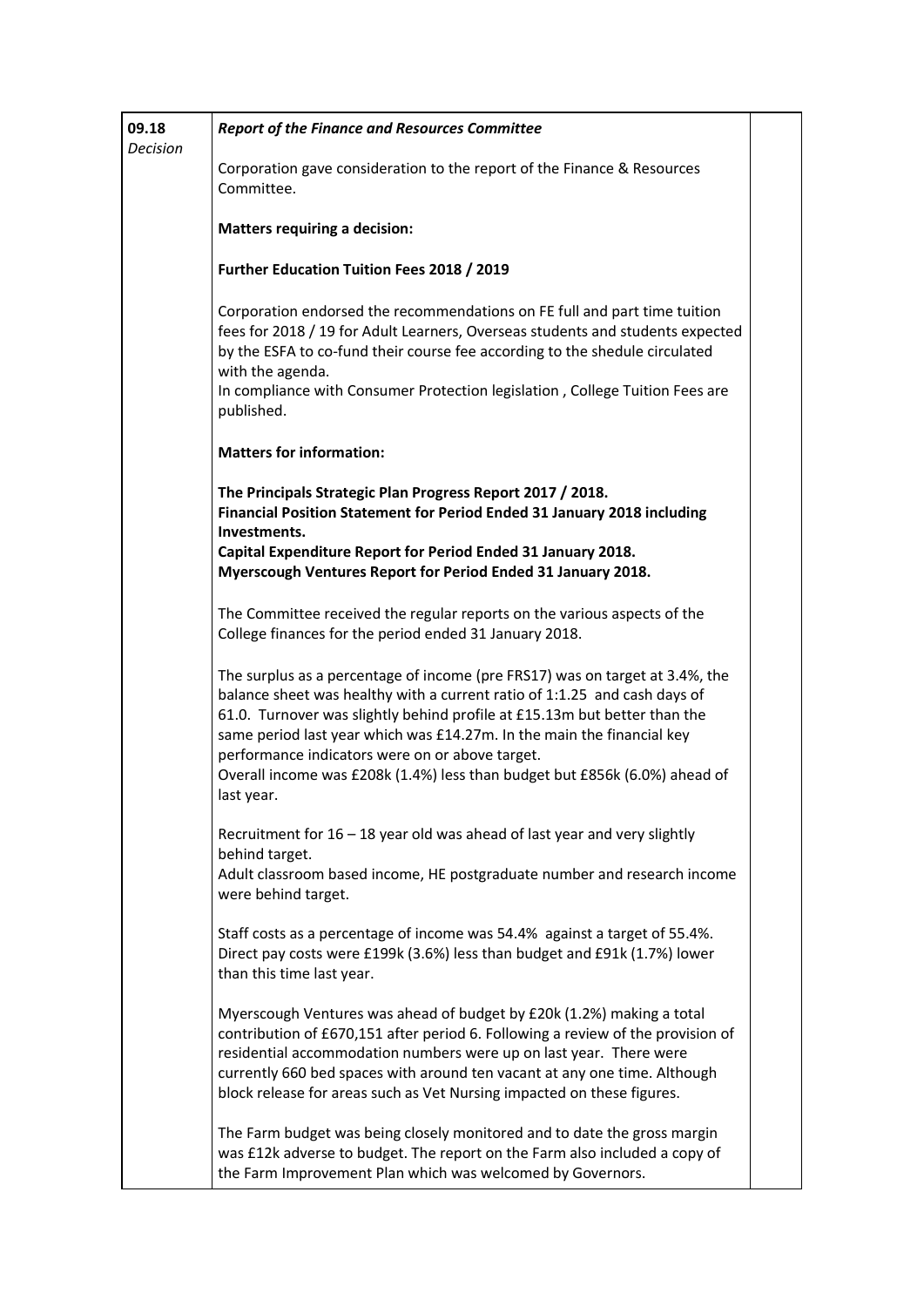| 09.18 *Decision* | ***Report of the Finance and Resources Committee***<br><br>Corporation gave consideration to the report of the Finance & Resources Committee.<br><br>**Matters requiring a decision:**<br><br>**Further Education Tuition Fees 2018 / 2019**<br><br>Corporation endorsed the recommendations on FE full and part time tuition fees for 2018 / 19 for Adult Learners, Overseas students and students expected by the ESFA to co-fund their course fee according to the shedule circulated with the agenda.<br>In compliance with Consumer Protection legislation , College Tuition Fees are published.<br><br>**Matters for information:**<br><br>**The Principals Strategic Plan Progress Report 2017 / 2018.**<br>**Financial Position Statement for Period Ended 31 January 2018 including Investments.**<br>**Capital Expenditure Report for Period Ended 31 January 2018.**<br>**Myerscough Ventures Report for Period Ended 31 January 2018.**<br><br>The Committee received the regular reports on the various aspects of the College finances for the period ended 31 January 2018.<br><br>The surplus as a percentage of income (pre FRS17) was on target at 3.4%, the balance sheet was healthy with a current ratio of 1:1.25 and cash days of 61.0. Turnover was slightly behind profile at £15.13m but better than the same period last year which was £14.27m. In the main the financial key performance indicators were on or above target.<br>Overall income was £208k (1.4%) less than budget but £856k (6.0%) ahead of last year.<br><br>Recruitment for 16 – 18 year old was ahead of last year and very slightly behind target.<br>Adult classroom based income, HE postgraduate number and research income were behind target.<br><br>Staff costs as a percentage of income was 54.4% against a target of 55.4%. Direct pay costs were £199k (3.6%) less than budget and £91k (1.7%) lower than this time last year.<br><br>Myerscough Ventures was ahead of budget by £20k (1.2%) making a total contribution of £670,151 after period 6. Following a review of the provision of residential accommodation numbers were up on last year. There were currently 660 bed spaces with around ten vacant at any one time. Although block release for areas such as Vet Nursing impacted on these figures.<br><br>The Farm budget was being closely monitored and to date the gross margin was £12k adverse to budget. The report on the Farm also included a copy of the Farm Improvement Plan which was welcomed by Governors. | |
|---|---|---|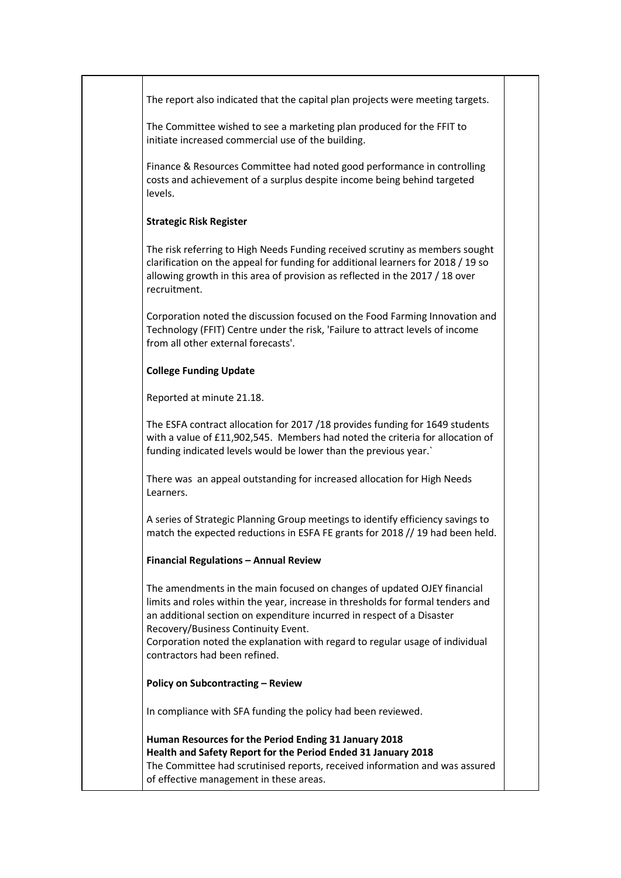The report also indicated that the capital plan projects were meeting targets.

The Committee wished to see a marketing plan produced for the FFIT to initiate increased commercial use of the building.

Finance & Resources Committee had noted good performance in controlling costs and achievement of a surplus despite income being behind targeted levels.

**Strategic Risk Register**

The risk referring to High Needs Funding received scrutiny as members sought clarification on the appeal for funding for additional learners for 2018 / 19 so allowing growth in this area of provision as reflected in the 2017 / 18 over recruitment.

Corporation noted the discussion focused on the Food Farming Innovation and Technology (FFIT) Centre under the risk, 'Failure to attract levels of income from all other external forecasts'.

**College Funding Update**

Reported at minute 21.18.

The ESFA contract allocation for 2017 /18 provides funding for 1649 students with a value of £11,902,545. Members had noted the criteria for allocation of funding indicated levels would be lower than the previous year.`

There was an appeal outstanding for increased allocation for High Needs Learners.

A series of Strategic Planning Group meetings to identify efficiency savings to match the expected reductions in ESFA FE grants for 2018 // 19 had been held.

**Financial Regulations – Annual Review**

The amendments in the main focused on changes of updated OJEY financial limits and roles within the year, increase in thresholds for formal tenders and an additional section on expenditure incurred in respect of a Disaster Recovery/Business Continuity Event.
Corporation noted the explanation with regard to regular usage of individual contractors had been refined.

**Policy on Subcontracting – Review**

In compliance with SFA funding the policy had been reviewed.

**Human Resources for the Period Ending 31 January 2018**
**Health and Safety Report for the Period Ended 31 January 2018**
The Committee had scrutinised reports, received information and was assured of effective management in these areas.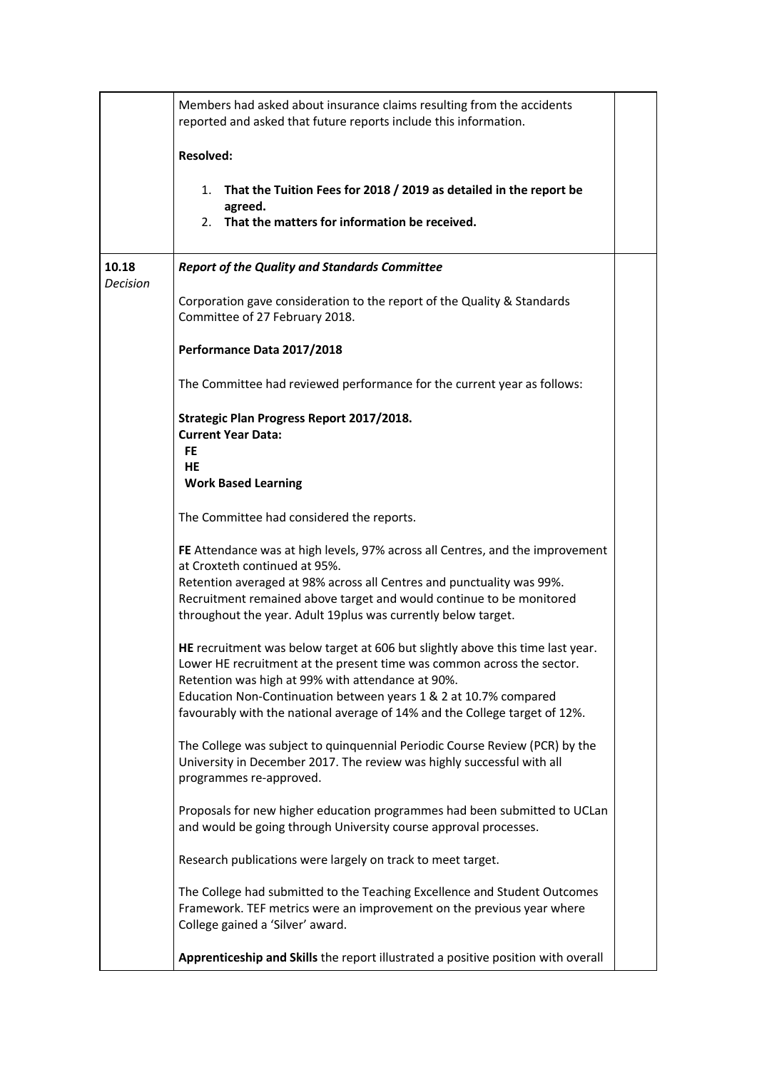| | | |
|---|---|---|
| | Members had asked about insurance claims resulting from the accidents reported and asked that future reports include this information.<br><br>**Resolved:**<br><br>1. **That the Tuition Fees for 2018 / 2019 as detailed in the report be agreed.**<br>2. **That the matters for information be received.** | |
| **10.18**<br>*Decision* | ***Report of the Quality and Standards Committee***<br><br>Corporation gave consideration to the report of the Quality & Standards Committee of 27 February 2018.<br><br>**Performance Data 2017/2018**<br><br>The Committee had reviewed performance for the current year as follows:<br><br>**Strategic Plan Progress Report 2017/2018.**<br>**Current Year Data:**<br>**FE**<br>**HE**<br>**Work Based Learning**<br><br>The Committee had considered the reports.<br><br>**FE** Attendance was at high levels, 97% across all Centres, and the improvement at Croxteth continued at 95%.<br>Retention averaged at 98% across all Centres and punctuality was 99%.<br>Recruitment remained above target and would continue to be monitored throughout the year. Adult 19plus was currently below target.<br><br>**HE** recruitment was below target at 606 but slightly above this time last year. Lower HE recruitment at the present time was common across the sector.<br>Retention was high at 99% with attendance at 90%.<br>Education Non-Continuation between years 1 & 2 at 10.7% compared favourably with the national average of 14% and the College target of 12%.<br><br>The College was subject to quinquennial Periodic Course Review (PCR) by the University in December 2017. The review was highly successful with all programmes re-approved.<br><br>Proposals for new higher education programmes had been submitted to UCLan and would be going through University course approval processes.<br><br>Research publications were largely on track to meet target.<br><br>The College had submitted to the Teaching Excellence and Student Outcomes Framework. TEF metrics were an improvement on the previous year where College gained a 'Silver' award.<br><br>**Apprenticeship and Skills** the report illustrated a positive position with overall | |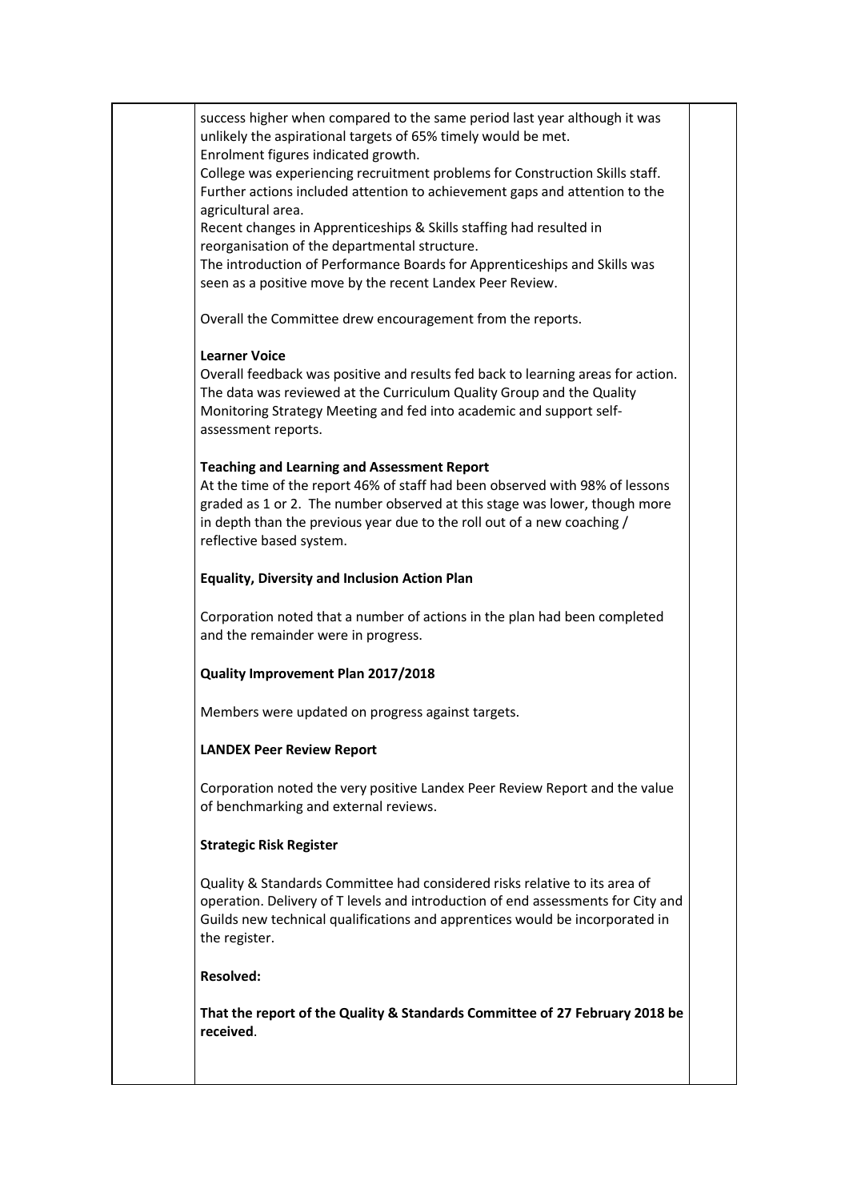success higher when compared to the same period last year although it was unlikely the aspirational targets of 65% timely would be met.
Enrolment figures indicated growth.
College was experiencing recruitment problems for Construction Skills staff.
Further actions included attention to achievement gaps and attention to the agricultural area.
Recent changes in Apprenticeships & Skills staffing had resulted in reorganisation of the departmental structure.
The introduction of Performance Boards for Apprenticeships and Skills was seen as a positive move by the recent Landex Peer Review.

Overall the Committee drew encouragement from the reports.

**Learner Voice**
Overall feedback was positive and results fed back to learning areas for action. The data was reviewed at the Curriculum Quality Group and the Quality Monitoring Strategy Meeting and fed into academic and support self-assessment reports.

**Teaching and Learning and Assessment Report**
At the time of the report 46% of staff had been observed with 98% of lessons graded as 1 or 2. The number observed at this stage was lower, though more in depth than the previous year due to the roll out of a new coaching / reflective based system.

**Equality, Diversity and Inclusion Action Plan**

Corporation noted that a number of actions in the plan had been completed and the remainder were in progress.

**Quality Improvement Plan 2017/2018**

Members were updated on progress against targets.

**LANDEX Peer Review Report**

Corporation noted the very positive Landex Peer Review Report and the value of benchmarking and external reviews.

**Strategic Risk Register**

Quality & Standards Committee had considered risks relative to its area of operation. Delivery of T levels and introduction of end assessments for City and Guilds new technical qualifications and apprentices would be incorporated in the register.

**Resolved:**

**That the report of the Quality & Standards Committee of 27 February 2018 be received**.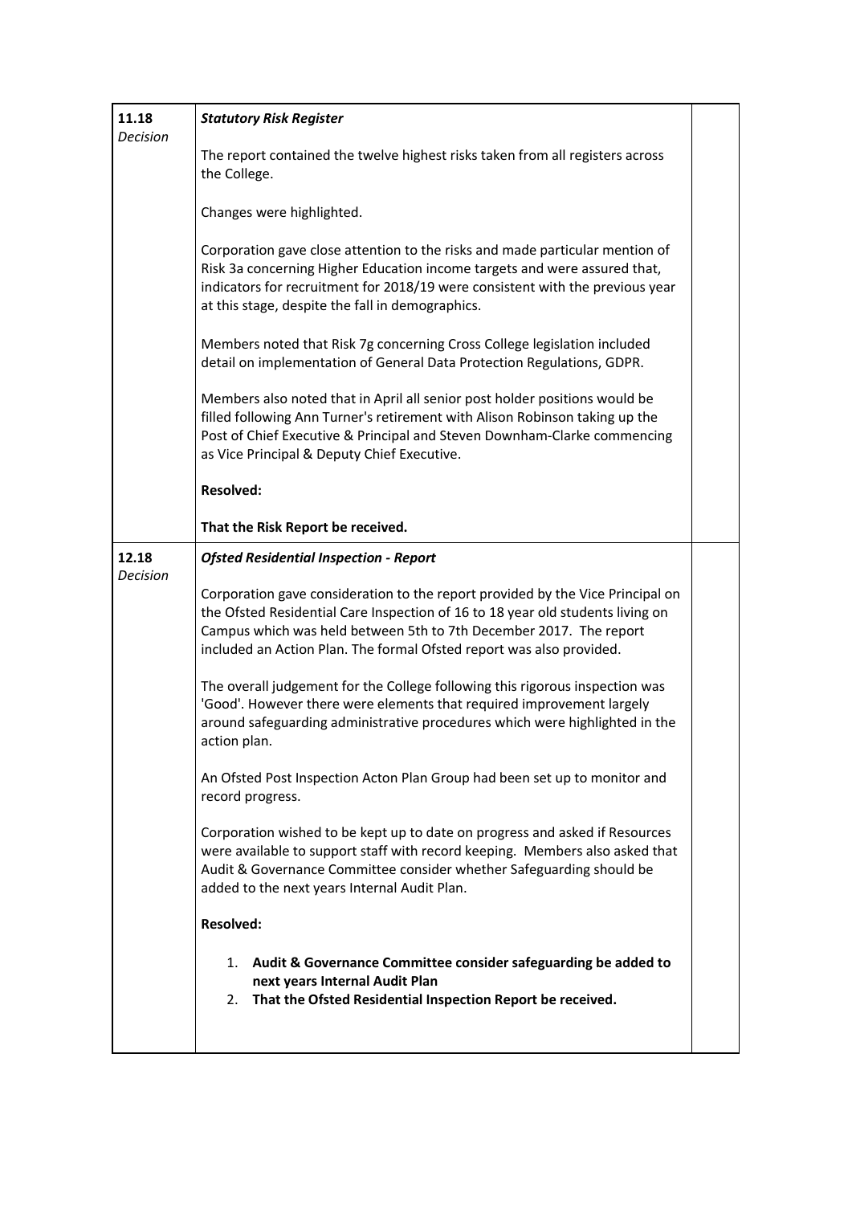| | | |
|---|---|---|
| **11.18**<br>*Decision* | ***Statutory Risk Register***<br><br>The report contained the twelve highest risks taken from all registers across the College.<br><br>Changes were highlighted.<br><br>Corporation gave close attention to the risks and made particular mention of Risk 3a concerning Higher Education income targets and were assured that, indicators for recruitment for 2018/19 were consistent with the previous year at this stage, despite the fall in demographics.<br><br>Members noted that Risk 7g concerning Cross College legislation included detail on implementation of General Data Protection Regulations, GDPR.<br><br>Members also noted that in April all senior post holder positions would be filled following Ann Turner's retirement with Alison Robinson taking up the Post of Chief Executive & Principal and Steven Downham-Clarke commencing as Vice Principal & Deputy Chief Executive.<br><br>**Resolved:**<br><br>**That the Risk Report be received.** | |
| **12.18**<br>*Decision* | ***Ofsted Residential Inspection - Report***<br><br>Corporation gave consideration to the report provided by the Vice Principal on the Ofsted Residential Care Inspection of 16 to 18 year old students living on Campus which was held between 5th to 7th December 2017. The report included an Action Plan. The formal Ofsted report was also provided.<br><br>The overall judgement for the College following this rigorous inspection was 'Good'. However there were elements that required improvement largely around safeguarding administrative procedures which were highlighted in the action plan.<br><br>An Ofsted Post Inspection Acton Plan Group had been set up to monitor and record progress.<br><br>Corporation wished to be kept up to date on progress and asked if Resources were available to support staff with record keeping. Members also asked that Audit & Governance Committee consider whether Safeguarding should be added to the next years Internal Audit Plan.<br><br>**Resolved:**<br><br>1. **Audit & Governance Committee consider safeguarding be added to next years Internal Audit Plan**<br>2. **That the Ofsted Residential Inspection Report be received.** | |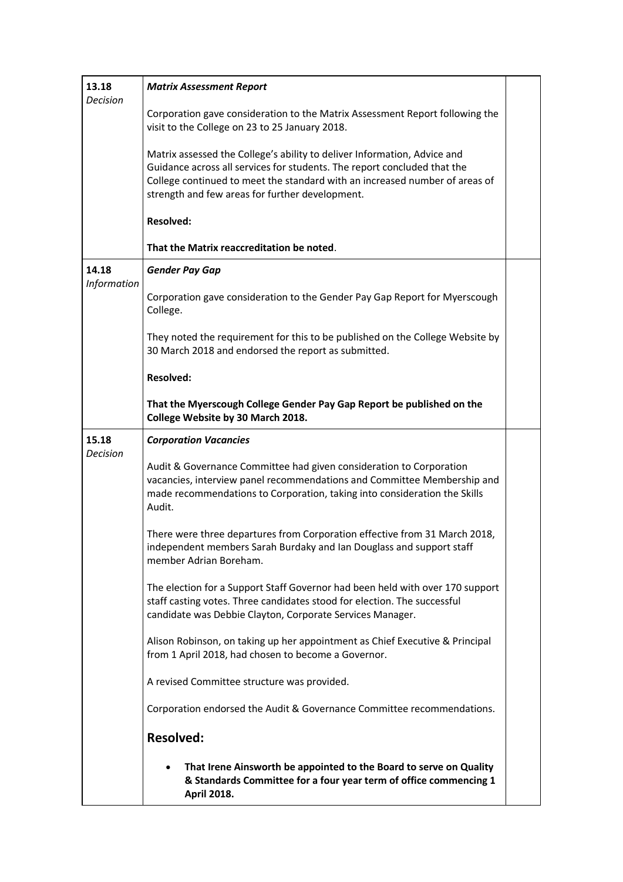| | | |
|---|---|---|
| **13.18**<br>*Decision* | ***Matrix Assessment Report***<br><br>Corporation gave consideration to the Matrix Assessment Report following the visit to the College on 23 to 25 January 2018.<br><br>Matrix assessed the College's ability to deliver Information, Advice and Guidance across all services for students. The report concluded that the College continued to meet the standard with an increased number of areas of strength and few areas for further development.<br><br>**Resolved:**<br><br>**That the Matrix reaccreditation be noted**. | |
| **14.18**<br>*Information* | ***Gender Pay Gap***<br><br>Corporation gave consideration to the Gender Pay Gap Report for Myerscough College.<br><br>They noted the requirement for this to be published on the College Website by 30 March 2018 and endorsed the report as submitted.<br><br>**Resolved:**<br><br>**That the Myerscough College Gender Pay Gap Report be published on the College Website by 30 March 2018.** | |
| **15.18**<br>*Decision* | ***Corporation Vacancies***<br><br>Audit & Governance Committee had given consideration to Corporation vacancies, interview panel recommendations and Committee Membership and made recommendations to Corporation, taking into consideration the Skills Audit.<br><br>There were three departures from Corporation effective from 31 March 2018, independent members Sarah Burdaky and Ian Douglass and support staff member Adrian Boreham.<br><br>The election for a Support Staff Governor had been held with over 170 support staff casting votes. Three candidates stood for election. The successful candidate was Debbie Clayton, Corporate Services Manager.<br><br>Alison Robinson, on taking up her appointment as Chief Executive & Principal from 1 April 2018, had chosen to become a Governor.<br><br>A revised Committee structure was provided.<br><br>Corporation endorsed the Audit & Governance Committee recommendations.<br><br>**Resolved:**<br><br>• **That Irene Ainsworth be appointed to the Board to serve on Quality & Standards Committee for a four year term of office commencing 1 April 2018.** | |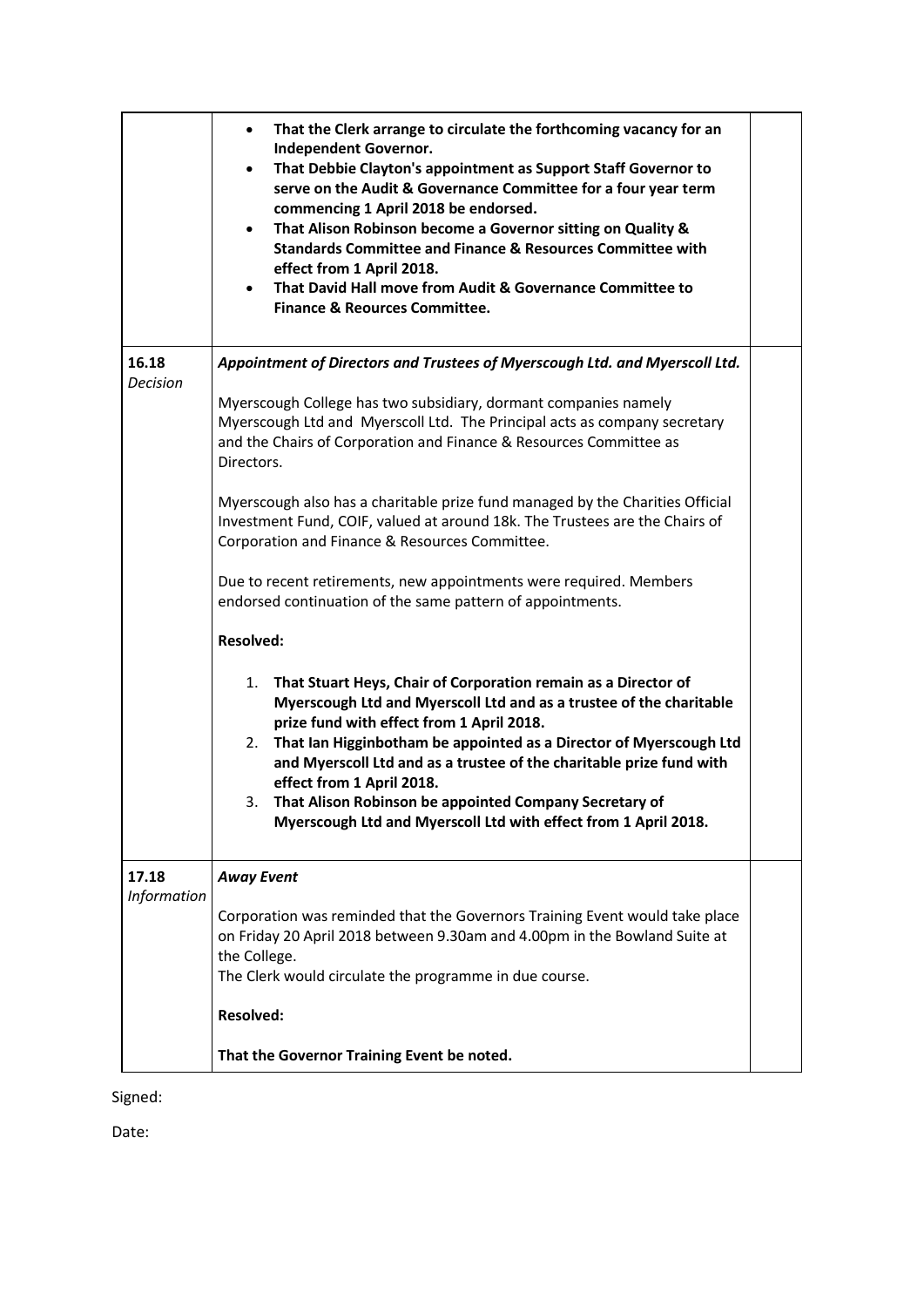| | | |
|---|---|---|
| | • **That the Clerk arrange to circulate the forthcoming vacancy for an Independent Governor.**<br>• **That Debbie Clayton's appointment as Support Staff Governor to serve on the Audit & Governance Committee for a four year term commencing 1 April 2018 be endorsed.**<br>• **That Alison Robinson become a Governor sitting on Quality & Standards Committee and Finance & Resources Committee with effect from 1 April 2018.**<br>• **That David Hall move from Audit & Governance Committee to Finance & Reources Committee.** | |
| 16.18<br>*Decision* | ***Appointment of Directors and Trustees of Myerscough Ltd. and Myerscoll Ltd.***<br><br>Myerscough College has two subsidiary, dormant companies namely Myerscough Ltd and Myerscoll Ltd. The Principal acts as company secretary and the Chairs of Corporation and Finance & Resources Committee as Directors.<br><br>Myerscough also has a charitable prize fund managed by the Charities Official Investment Fund, COIF, valued at around 18k. The Trustees are the Chairs of Corporation and Finance & Resources Committee.<br><br>Due to recent retirements, new appointments were required. Members endorsed continuation of the same pattern of appointments.<br><br>**Resolved:**<br><br>1. **That Stuart Heys, Chair of Corporation remain as a Director of Myerscough Ltd and Myerscoll Ltd and as a trustee of the charitable prize fund with effect from 1 April 2018.**<br>2. **That Ian Higginbotham be appointed as a Director of Myerscough Ltd and Myerscoll Ltd and as a trustee of the charitable prize fund with effect from 1 April 2018.**<br>3. **That Alison Robinson be appointed Company Secretary of Myerscough Ltd and Myerscoll Ltd with effect from 1 April 2018.** | |
| 17.18<br>*Information* | ***Away Event***<br><br>Corporation was reminded that the Governors Training Event would take place on Friday 20 April 2018 between 9.30am and 4.00pm in the Bowland Suite at the College.<br>The Clerk would circulate the programme in due course.<br><br>**Resolved:**<br><br>**That the Governor Training Event be noted.** | |

Signed:

Date: